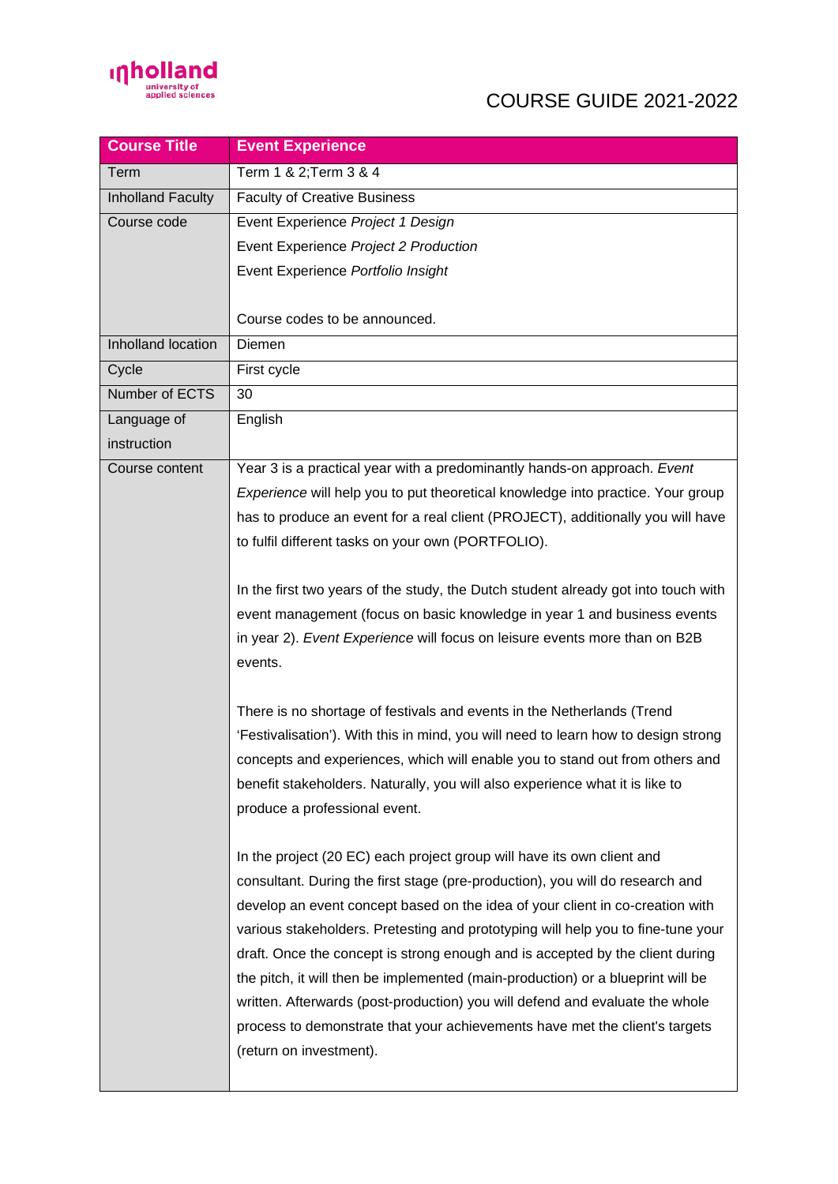COURSE GUIDE 2021-2022

| Course Title | Event Experience |
| --- | --- |
| Term | Term 1 & 2;Term 3 & 4 |
| Inholland Faculty | Faculty of Creative Business |
| Course code | Event Experience *Project 1 Design*<br>Event Experience *Project 2 Production*<br>Event Experience *Portfolio Insight*<br><br>Course codes to be announced. |
| Inholland location | Diemen |
| Cycle | First cycle |
| Number of ECTS | 30 |
| Language of instruction | English |
| Course content | Year 3 is a practical year with a predominantly hands-on approach. *Event Experience* will help you to put theoretical knowledge into practice. Your group has to produce an event for a real client (PROJECT), additionally you will have to fulfil different tasks on your own (PORTFOLIO).<br><br>In the first two years of the study, the Dutch student already got into touch with event management (focus on basic knowledge in year 1 and business events in year 2). *Event Experience* will focus on leisure events more than on B2B events.<br><br>There is no shortage of festivals and events in the Netherlands (Trend 'Festivalisation'). With this in mind, you will need to learn how to design strong concepts and experiences, which will enable you to stand out from others and benefit stakeholders. Naturally, you will also experience what it is like to produce a professional event.<br><br>In the project (20 EC) each project group will have its own client and consultant. During the first stage (pre-production), you will do research and develop an event concept based on the idea of your client in co-creation with various stakeholders. Pretesting and prototyping will help you to fine-tune your draft. Once the concept is strong enough and is accepted by the client during the pitch, it will then be implemented (main-production) or a blueprint will be written. Afterwards (post-production) you will defend and evaluate the whole process to demonstrate that your achievements have met the client's targets (return on investment). |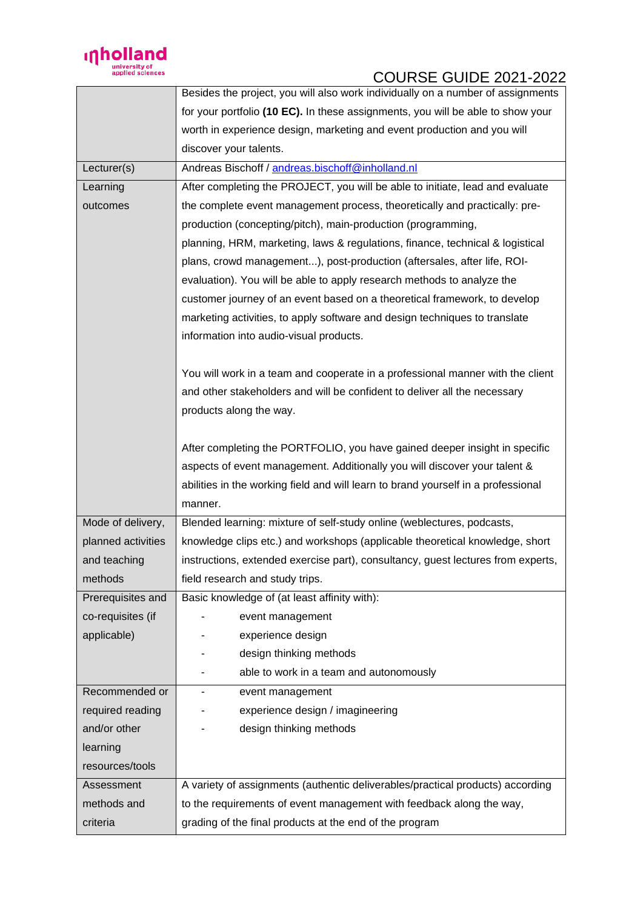| | |
|---|---|
| | Besides the project, you will also work individually on a number of assignments for your portfolio **(10 EC).** In these assignments, you will be able to show your worth in experience design, marketing and event production and you will discover your talents. |
| Lecturer(s) | Andreas Bischoff / andreas.bischoff@inholland.nl |
| Learning outcomes | After completing the PROJECT, you will be able to initiate, lead and evaluate the complete event management process, theoretically and practically: pre-production (concepting/pitch), main-production (programming, planning, HRM, marketing, laws & regulations, finance, technical & logistical plans, crowd management...), post-production (aftersales, after life, ROI-evaluation). You will be able to apply research methods to analyze the customer journey of an event based on a theoretical framework, to develop marketing activities, to apply software and design techniques to translate information into audio-visual products.<br><br>You will work in a team and cooperate in a professional manner with the client and other stakeholders and will be confident to deliver all the necessary products along the way.<br><br>After completing the PORTFOLIO, you have gained deeper insight in specific aspects of event management. Additionally you will discover your talent & abilities in the working field and will learn to brand yourself in a professional manner. |
| Mode of delivery, planned activities and teaching methods | Blended learning: mixture of self-study online (weblectures, podcasts, knowledge clips etc.) and workshops (applicable theoretical knowledge, short instructions, extended exercise part), consultancy, guest lectures from experts, field research and study trips. |
| Prerequisites and co-requisites (if applicable) | Basic knowledge of (at least affinity with):<br>- event management<br>- experience design<br>- design thinking methods<br>- able to work in a team and autonomously |
| Recommended or required reading and/or other learning resources/tools | - event management<br>- experience design / imagineering<br>- design thinking methods |
| Assessment methods and criteria | A variety of assignments (authentic deliverables/practical products) according to the requirements of event management with feedback along the way, grading of the final products at the end of the program |